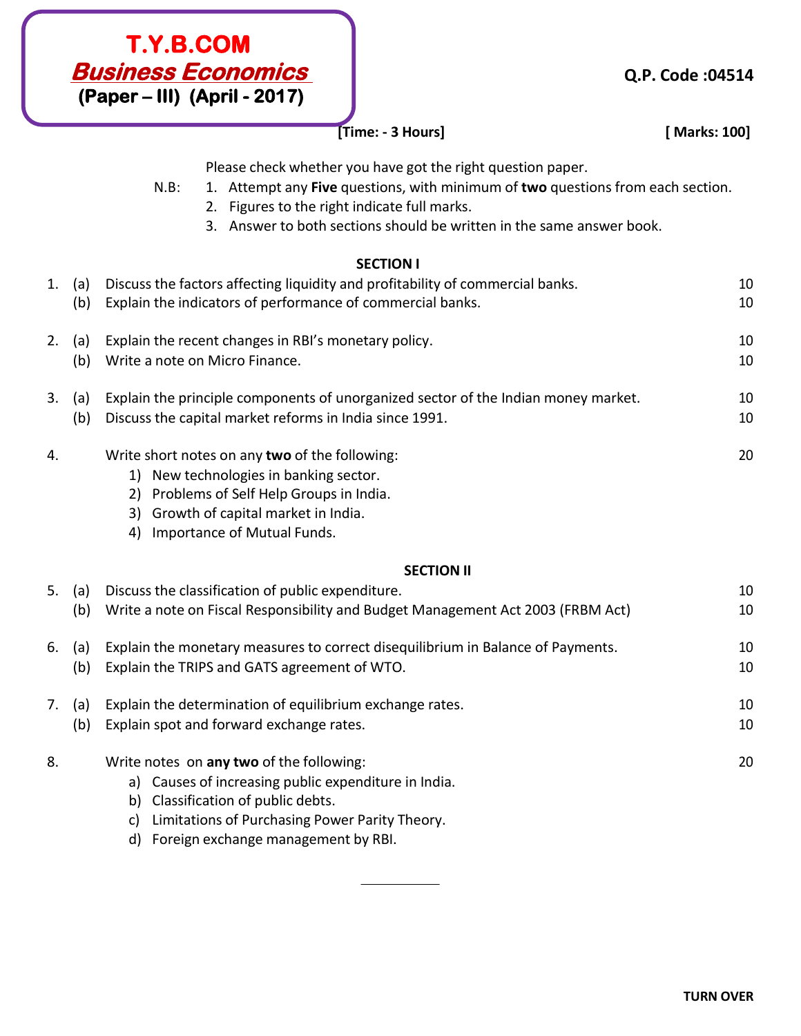# T.Y.B.COM
## *Business Economics*
### (Paper – III) (April - 2017)

**Q.P. Code :04514**

**[Time: - 3 Hours]** **[ Marks: 100]**

Please check whether you have got the right question paper.

N.B:
1. Attempt any **Five** questions, with minimum of **two** questions from each section.
2. Figures to the right indicate full marks.
3. Answer to both sections should be written in the same answer book.

**SECTION I**

1. (a) Discuss the factors affecting liquidity and profitability of commercial banks. — 10
   (b) Explain the indicators of performance of commercial banks. — 10

2. (a) Explain the recent changes in RBI's monetary policy. — 10
   (b) Write a note on Micro Finance. — 10

3. (a) Explain the principle components of unorganized sector of the Indian money market. — 10
   (b) Discuss the capital market reforms in India since 1991. — 10

4. Write short notes on any **two** of the following: — 20
   1) New technologies in banking sector.
   2) Problems of Self Help Groups in India.
   3) Growth of capital market in India.
   4) Importance of Mutual Funds.

**SECTION II**

5. (a) Discuss the classification of public expenditure. — 10
   (b) Write a note on Fiscal Responsibility and Budget Management Act 2003 (FRBM Act) — 10

6. (a) Explain the monetary measures to correct disequilibrium in Balance of Payments. — 10
   (b) Explain the TRIPS and GATS agreement of WTO. — 10

7. (a) Explain the determination of equilibrium exchange rates. — 10
   (b) Explain spot and forward exchange rates. — 10

8. Write notes on **any two** of the following: — 20
   a) Causes of increasing public expenditure in India.
   b) Classification of public debts.
   c) Limitations of Purchasing Power Parity Theory.
   d) Foreign exchange management by RBI.

---

**TURN OVER**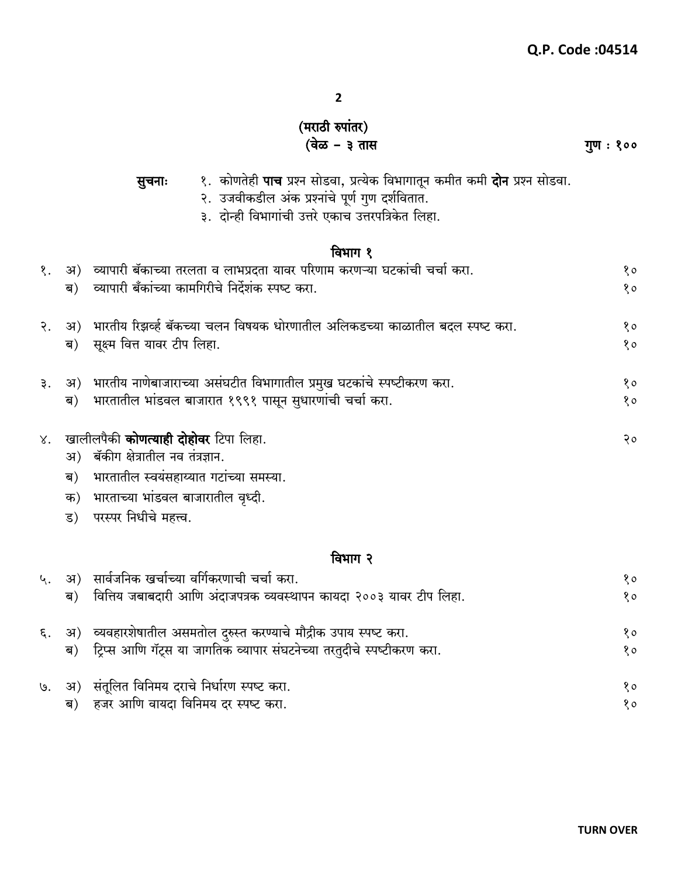Q.P. Code :04514

(मराठी रुपांतर)

(वेळ – ३ तास                                                                                                   गुण : १००

**सुचनाः**
१. कोणतेही **पाच** प्रश्न सोडवा, प्रत्येक विभागातून कमीत कमी **दोन** प्रश्न सोडवा.
२. उजवीकडील अंक प्रश्नांचे पूर्ण गुण दर्शवितात.
३. दोन्ही विभागांची उत्तरे एकाच उत्तरपत्रिकेत लिहा.

## विभाग १

१. अ) व्यापारी बॅंकाच्या तरलता व लाभप्रदता यावर परिणाम करणाऱ्या घटकांची चर्चा करा. १०
   ब) व्यापारी बॅंकांच्या कामगिरीचे निर्देशंक स्पष्ट करा. १०

२. अ) भारतीय रिझर्व्ह बॅंकच्या चलन विषयक धोरणातील अलिकडच्या काळातील बदल स्पष्ट करा. १०
   ब) सूक्ष्म वित्त यावर टीप लिहा. १०

३. अ) भारतीय नाणेबाजाराच्या असंघटीत विभागातील प्रमुख घटकांचे स्पष्टीकरण करा. १०
   ब) भारतातील भांडवल बाजारात १९९१ पासून सुधारणांची चर्चा करा. १०

४. खालीलपैकी **कोणत्याही दोहोवर** टिपा लिहा. २०
   अ) बॅंकीग क्षेत्रातील नव तंत्रज्ञान.
   ब) भारतातील स्वयंसहाय्यात गटांच्या समस्या.
   क) भारताच्या भांडवल बाजारातील वृध्दी.
   ड) परस्पर निधीचे महत्त्व.

## विभाग २

५. अ) सार्वजनिक खर्चाच्या वर्गिकरणाची चर्चा करा. १०
   ब) वित्तिय जबाबदारी आणि अंदाजपत्रक व्यवस्थापन कायदा २००३ यावर टीप लिहा. १०

६. अ) व्यवहारशेषातील असमतोल दुरुस्त करण्याचे मौद्रीक उपाय स्पष्ट करा. १०
   ब) ट्रिप्स आणि गॅट्स या जागतिक व्यापार संघटनेच्या तरतुदीचे स्पष्टीकरण करा. १०

७. अ) संतूलित विनिमय दराचे निर्धारण स्पष्ट करा. १०
   ब) हजर आणि वायदा विनिमय दर स्पष्ट करा. १०

TURN OVER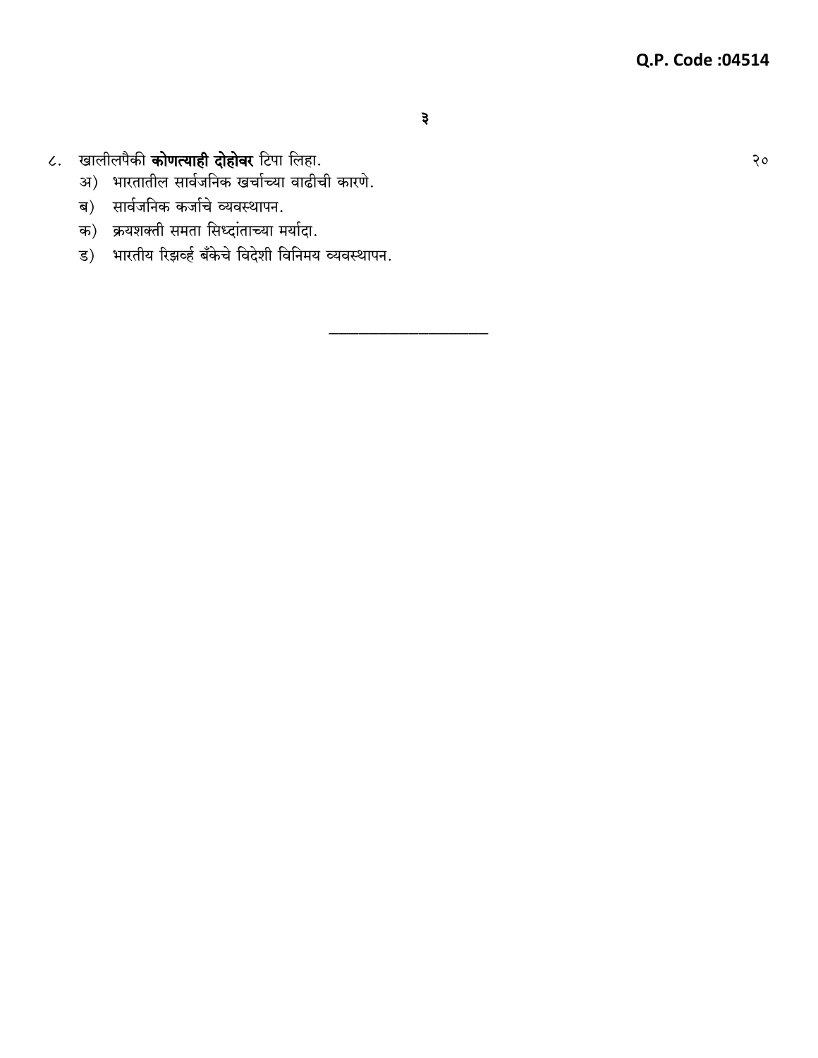८. खालीलपैकी **कोणत्याही दोहोवर** टिपा लिहा. २०

अ) भारतातील सार्वजनिक खर्चाच्या वाढीची कारणे.

ब) सार्वजनिक कर्जाचे व्यवस्थापन.

क) क्रयशक्ती समता सिध्दांताच्या मर्यादा.

ड) भारतीय रिझर्व्ह बँकेचे विदेशी विनिमय व्यवस्थापन.

---